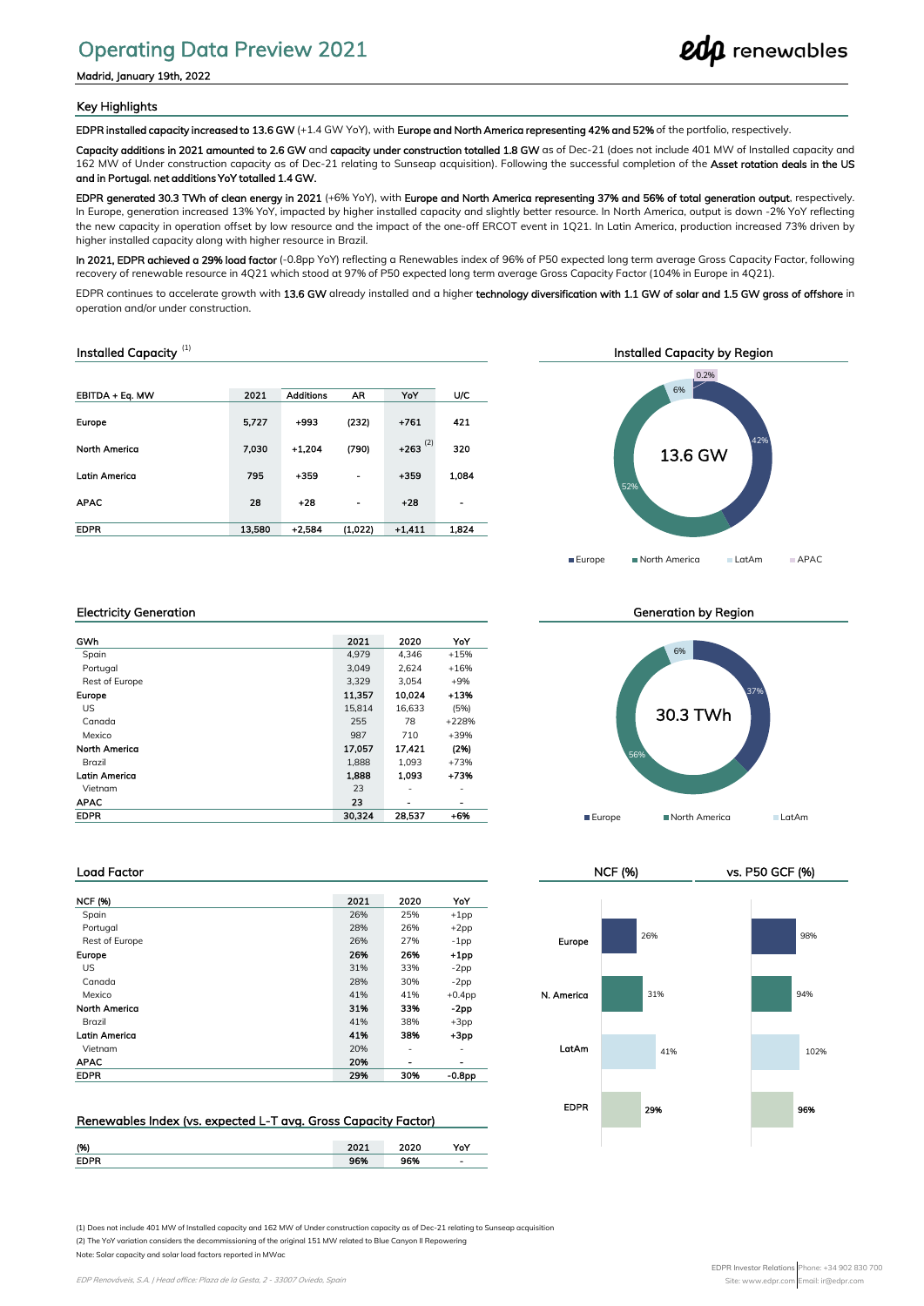# Operating Data Preview 2021

Madrid, January 19th, 2022

## Key Highlights

**EDPR installed capacity increased to 13.6 GW** (+1.4 GW YoY), with **Europe and North America representing 42% and 52%** of the portfolio, respectively.

**Capacity additions in 2021 amounted to 2.6 GW** and **capacity under construction totalled 1.8 GW** as of Dec-21 (does not include 401 MW of Installed capacity and 162 MW of Under construction capacity as of Dec-21 relating to Sunseap acquisition). Following the successful completion of the **Asset rotation deals in the US and in Portugal**, **net additions YoY totalled 1.4 GW.**

**EDPR generated 30.3 TWh of clean energy in 2021** (+6% YoY), with **Europe and North America representing 37% and 56% of total generation output**, respectively. In Europe, generation increased 13% YoY, impacted by higher installed capacity and slightly better resource. In North America, output is down -2% YoY reflecting the new capacity in operation offset by low resource and the impact of the one-off ERCOT event in 1Q21. In Latin America, production increased 73% driven by higher installed capacity along with higher resource in Brazil.

**In 2021, EDPR achieved a 29% load factor** (-0.8pp YoY) reflecting a Renewables index of 96% of P50 expected long term average Gross Capacity Factor, following recovery of renewable resource in 4Q21 which stood at 97% of P50 expected long term average Gross Capacity Factor (104% in Europe in 4Q21).

EDPR continues to accelerate growth with **13.6 GW** already installed and a higher **technology diversification with 1.1 GW of solar and 1.5 GW gross of offshore** in operation and/or under construction.

## Installed Capacity [(1)]

| EBITDA + Eq. MW | 2021 | Additions | AR | YoY | U/C |
|---|---|---|---|---|---|
| **Europe** | **5,727** | **+993** | **(232)** | **+761** | **421** |
| **North America** | **7,030** | **+1,204** | **(790)** | **+263** [(2)] | **320** |
| **Latin America** | **795** | **+359** | **-** | **+359** | **1,084** |
| **APAC** | **28** | **+28** | **-** | **+28** | **-** |
| **EDPR** | **13,580** | **+2,584** | **(1,022)** | **+1,411** | **1,824** |

## Installed Capacity by Region

13.6 GW — Europe 42%; North America 52%; LatAm 6%; APAC 0.2%

## Electricity Generation

| GWh | 2021 | 2020 | YoY |
|---|---|---|---|
| Spain | 4,979 | 4,346 | +15% |
| Portugal | 3,049 | 2,624 | +16% |
| Rest of Europe | 3,329 | 3,054 | +9% |
| **Europe** | **11,357** | **10,024** | **+13%** |
| US | 15,814 | 16,633 | (5%) |
| Canada | 255 | 78 | +228% |
| Mexico | 987 | 710 | +39% |
| **North America** | **17,057** | **17,421** | **(2%)** |
| Brazil | 1,888 | 1,093 | +73% |
| **Latin America** | **1,888** | **1,093** | **+73%** |
| Vietnam | 23 | - | - |
| **APAC** | **23** | **-** | **-** |
| **EDPR** | **30,324** | **28,537** | **+6%** |

## Generation by Region

30.3 TWh — Europe 37%; North America 56%; LatAm 6%

## Load Factor

| NCF (%) | 2021 | 2020 | YoY |
|---|---|---|---|
| Spain | 26% | 25% | +1pp |
| Portugal | 28% | 26% | +2pp |
| Rest of Europe | 26% | 27% | -1pp |
| **Europe** | **26%** | **26%** | **+1pp** |
| US | 31% | 33% | -2pp |
| Canada | 28% | 30% | -2pp |
| Mexico | 41% | 41% | +0.4pp |
| **North America** | **31%** | **33%** | **-2pp** |
| Brazil | 41% | 38% | +3pp |
| **Latin America** | **41%** | **38%** | **+3pp** |
| Vietnam | 20% | - | - |
| **APAC** | **20%** | **-** | **-** |
| **EDPR** | **29%** | **30%** | **-0.8pp** |

| | NCF (%) | vs. P50 GCF (%) |
|---|---|---|
| Europe | 26% | 98% |
| N. America | 31% | 94% |
| LatAm | 41% | 102% |
| EDPR | 29% | 96% |

## Renewables Index (vs. expected L-T avg. Gross Capacity Factor)

| (%) | 2021 | 2020 | YoY |
|---|---|---|---|
| **EDPR** | **96%** | **96%** | **-** |

(1) Does not include 401 MW of Installed capacity and 162 MW of Under construction capacity as of Dec-21 relating to Sunseap acquisition

(2) The YoY variation considers the decommissioning of the original 151 MW related to Blue Canyon II Repowering

Note: Solar capacity and solar load factors reported in MWac

EDP Renováveis, S.A. | Head office: Plaza de la Gesta, 2 - 33007 Oviedo, Spain

EDPR Investor Relations | Phone: +34 902 830 700 | Site: www.edpr.com | Email: ir@edpr.com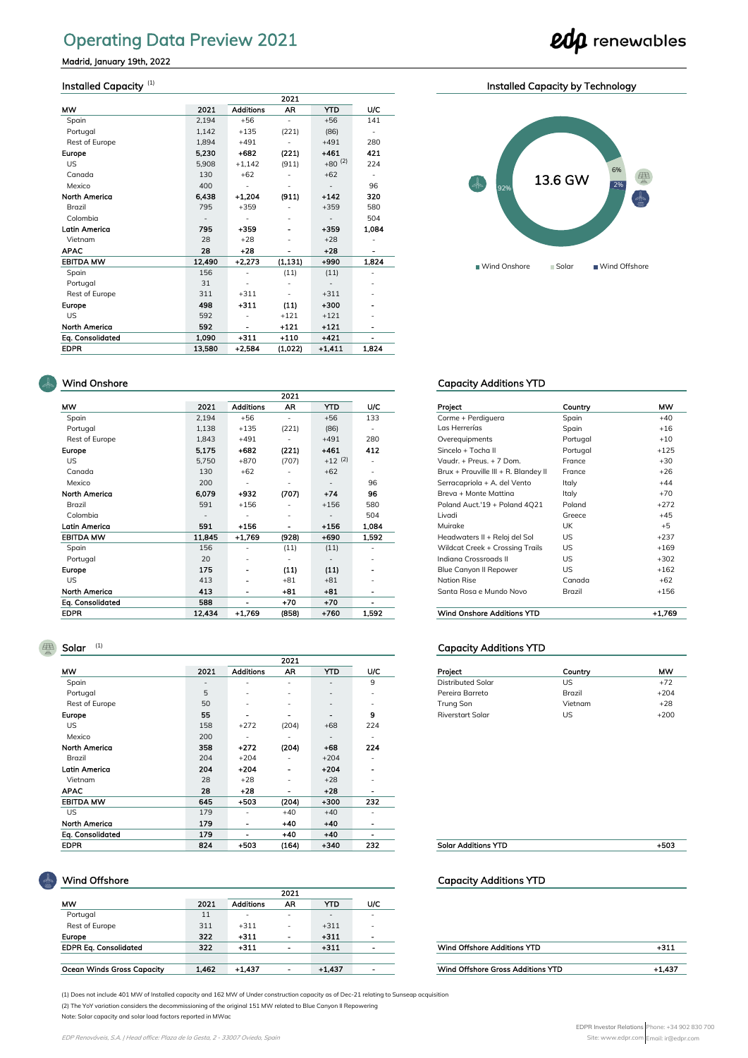# Operating Data Preview 2021

Madrid, January 19th, 2022

## Installed Capacity [1]

| MW | 2021 | Additions | AR | YTD | U/C |
|---|---|---|---|---|---|
| | | 2021 | | | |
| Spain | 2,194 | +56 | - | +56 | 141 |
| Portugal | 1,142 | +135 | (221) | (86) | - |
| Rest of Europe | 1,894 | +491 | - | +491 | 280 |
| **Europe** | **5,230** | **+682** | **(221)** | **+461** | **421** |
| US | 5,908 | +1,142 | (911) | +80 [2] | 224 |
| Canada | 130 | +62 | - | +62 | - |
| Mexico | 400 | - | - | - | 96 |
| **North America** | **6,438** | **+1,204** | **(911)** | **+142** | **320** |
| Brazil | 795 | +359 | - | +359 | 580 |
| Colombia | - | - | - | - | 504 |
| **Latin America** | **795** | **+359** | **-** | **+359** | **1,084** |
| Vietnam | 28 | +28 | - | +28 | - |
| **APAC** | **28** | **+28** | **-** | **+28** | **-** |
| **EBITDA MW** | **12,490** | **+2,273** | **(1,131)** | **+990** | **1,824** |
| Spain | 156 | - | (11) | (11) | - |
| Portugal | 31 | - | - | - | - |
| Rest of Europe | 311 | +311 | - | +311 | - |
| **Europe** | **498** | **+311** | **(11)** | **+300** | **-** |
| US | 592 | - | +121 | +121 | - |
| **North America** | **592** | **-** | **+121** | **+121** | **-** |
| **Eq. Consolidated** | **1,090** | **+311** | **+110** | **+421** | **-** |
| **EDPR** | **13,580** | **+2,584** | **(1,022)** | **+1,411** | **1,824** |

## Installed Capacity by Technology

13.6 GW

92%
6%
2%

Wind Onshore
Solar
Wind Offshore

## Wind Onshore

| MW | 2021 | Additions | AR | YTD | U/C |
|---|---|---|---|---|---|
| | | 2021 | | | |
| Spain | 2,194 | +56 | - | +56 | 133 |
| Portugal | 1,138 | +135 | (221) | (86) | - |
| Rest of Europe | 1,843 | +491 | - | +491 | 280 |
| **Europe** | **5,175** | **+682** | **(221)** | **+461** | **412** |
| US | 5,750 | +870 | (707) | +12 [2] | - |
| Canada | 130 | +62 | - | +62 | - |
| Mexico | 200 | - | - | - | 96 |
| **North America** | **6,079** | **+932** | **(707)** | **+74** | **96** |
| Brazil | 591 | +156 | - | +156 | 580 |
| Colombia | - | - | - | - | 504 |
| **Latin America** | **591** | **+156** | **-** | **+156** | **1,084** |
| **EBITDA MW** | **11,845** | **+1,769** | **(928)** | **+690** | **1,592** |
| Spain | 156 | - | (11) | (11) | - |
| Portugal | 20 | - | - | - | - |
| **Europe** | **175** | **-** | **(11)** | **(11)** | **-** |
| US | 413 | - | +81 | +81 | - |
| **North America** | **413** | **-** | **+81** | **+81** | **-** |
| **Eq. Consolidated** | **588** | **-** | **+70** | **+70** | **-** |
| **EDPR** | **12,434** | **+1,769** | **(858)** | **+760** | **1,592** |

### Capacity Additions YTD

| Project | Country | MW |
|---|---|---|
| Corme + Perdiguera | Spain | +40 |
| Las Herrerías | Spain | +16 |
| Overequipments | Portugal | +10 |
| Sincelo + Tocha II | Portugal | +125 |
| Vaudr. + Preus. + 7 Dom. | France | +30 |
| Brux + Prouville III + R. Blandey II | France | +26 |
| Serracapriola + A. del Vento | Italy | +44 |
| Breva + Monte Mattina | Italy | +70 |
| Poland Auct.'19 + Poland 4Q21 | Poland | +272 |
| Livadi | Greece | +45 |
| Muirake | UK | +5 |
| Headwaters II + Reloj del Sol | US | +237 |
| Wildcat Creek + Crossing Trails | US | +169 |
| Indiana Crossroads II | US | +302 |
| Blue Canyon II Repower | US | +162 |
| Nation Rise | Canada | +62 |
| Santa Rosa e Mundo Novo | Brazil | +156 |
| **Wind Onshore Additions YTD** | | **+1,769** |

## Solar [1]

| MW | 2021 | Additions | AR | YTD | U/C |
|---|---|---|---|---|---|
| | | 2021 | | | |
| Spain | - | - | - | - | 9 |
| Portugal | 5 | - | - | - | - |
| Rest of Europe | 50 | - | - | - | - |
| **Europe** | **55** | **-** | **-** | **-** | **9** |
| US | 158 | +272 | (204) | +68 | 224 |
| Mexico | 200 | - | - | - | - |
| **North America** | **358** | **+272** | **(204)** | **+68** | **224** |
| Brazil | 204 | +204 | - | +204 | - |
| **Latin America** | **204** | **+204** | **-** | **+204** | **-** |
| Vietnam | 28 | +28 | - | +28 | - |
| **APAC** | **28** | **+28** | **-** | **+28** | **-** |
| **EBITDA MW** | **645** | **+503** | **(204)** | **+300** | **232** |
| US | 179 | - | +40 | +40 | - |
| **North America** | **179** | **-** | **+40** | **+40** | **-** |
| **Eq. Consolidated** | **179** | **-** | **+40** | **+40** | **-** |
| **EDPR** | **824** | **+503** | **(164)** | **+340** | **232** |

### Capacity Additions YTD

| Project | Country | MW |
|---|---|---|
| Distributed Solar | US | +72 |
| Pereira Barreto | Brazil | +204 |
| Trung Son | Vietnam | +28 |
| Riverstart Solar | US | +200 |
| **Solar Additions YTD** | | **+503** |

## Wind Offshore

| MW | 2021 | Additions | AR | YTD | U/C |
|---|---|---|---|---|---|
| | | 2021 | | | |
| Portugal | 11 | - | - | - | - |
| Rest of Europe | 311 | +311 | - | +311 | - |
| **Europe** | **322** | **+311** | **-** | **+311** | **-** |
| **EDPR Eq. Consolidated** | **322** | **+311** | **-** | **+311** | **-** |
| **Ocean Winds Gross Capacity** | **1,462** | **+1,437** | **-** | **+1,437** | **-** |

### Capacity Additions YTD

| Project | MW |
|---|---|
| **Wind Offshore Additions YTD** | **+311** |
| **Wind Offshore Gross Additions YTD** | **+1,437** |

(1) Does not include 401 MW of Installed capacity and 162 MW of Under construction capacity as of Dec-21 relating to Sunseap acquisition

(2) The YoY variation considers the decommissioning of the original 151 MW related to Blue Canyon II Repowering

Note: Solar capacity and solar load factors reported in MWac

*EDP Renováveis, S.A. | Head office: Plaza de la Gesta, 2 - 33007 Oviedo, Spain*

EDPR Investor Relations | Phone: +34 902 830 700
Site: www.edpr.com | Email: ir@edpr.com